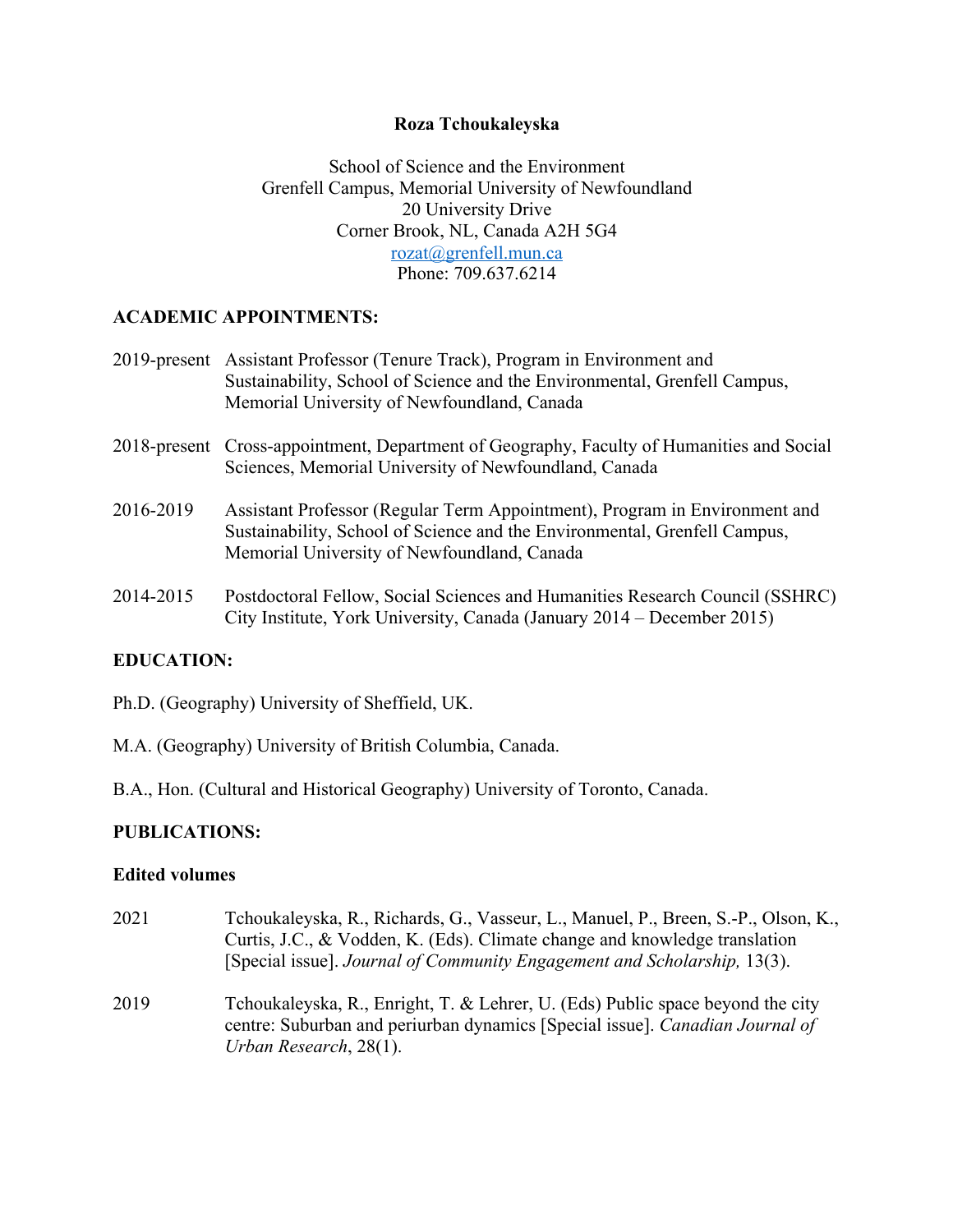**Roza Tchoukaleyska**

School of Science and the Environment
Grenfell Campus, Memorial University of Newfoundland
20 University Drive
Corner Brook, NL, Canada A2H 5G4
rozat@grenfell.mun.ca
Phone: 709.637.6214

## ACADEMIC APPOINTMENTS:

2019-present Assistant Professor (Tenure Track), Program in Environment and Sustainability, School of Science and the Environmental, Grenfell Campus, Memorial University of Newfoundland, Canada

2018-present Cross-appointment, Department of Geography, Faculty of Humanities and Social Sciences, Memorial University of Newfoundland, Canada

2016-2019 Assistant Professor (Regular Term Appointment), Program in Environment and Sustainability, School of Science and the Environmental, Grenfell Campus, Memorial University of Newfoundland, Canada

2014-2015 Postdoctoral Fellow, Social Sciences and Humanities Research Council (SSHRC) City Institute, York University, Canada (January 2014 – December 2015)

## EDUCATION:

Ph.D. (Geography) University of Sheffield, UK.

M.A. (Geography) University of British Columbia, Canada.

B.A., Hon. (Cultural and Historical Geography) University of Toronto, Canada.

## PUBLICATIONS:

### Edited volumes

2021 Tchoukaleyska, R., Richards, G., Vasseur, L., Manuel, P., Breen, S.-P., Olson, K., Curtis, J.C., & Vodden, K. (Eds). Climate change and knowledge translation [Special issue]. *Journal of Community Engagement and Scholarship,* 13(3).

2019 Tchoukaleyska, R., Enright, T. & Lehrer, U. (Eds) Public space beyond the city centre: Suburban and periurban dynamics [Special issue]. *Canadian Journal of Urban Research*, 28(1).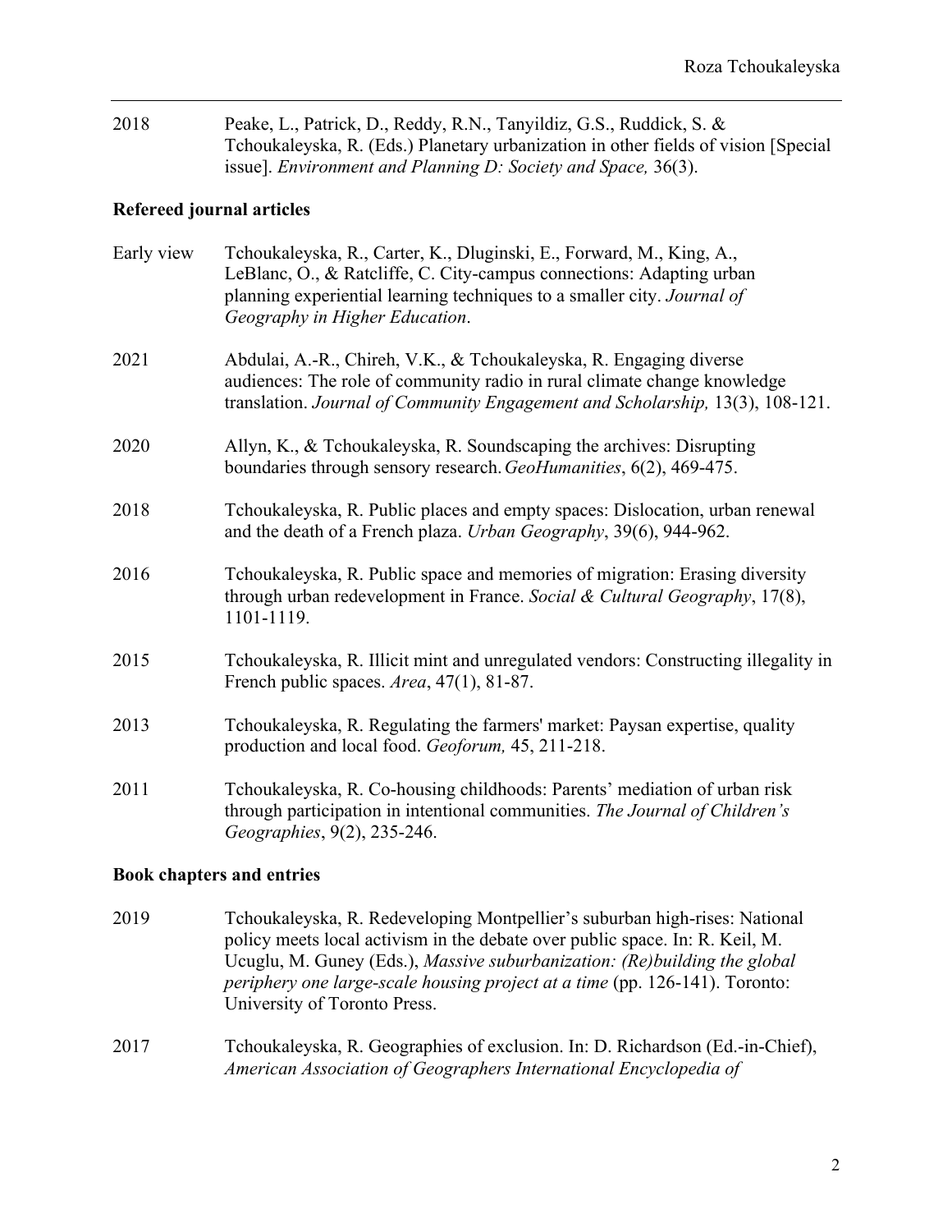2018 Peake, L., Patrick, D., Reddy, R.N., Tanyildiz, G.S., Ruddick, S. & Tchoukaleyska, R. (Eds.) Planetary urbanization in other fields of vision [Special issue]. *Environment and Planning D: Society and Space,* 36(3).

## Refereed journal articles

Early view Tchoukaleyska, R., Carter, K., Dluginski, E., Forward, M., King, A., LeBlanc, O., & Ratcliffe, C. City-campus connections: Adapting urban planning experiential learning techniques to a smaller city. *Journal of Geography in Higher Education*.

2021 Abdulai, A.-R., Chireh, V.K., & Tchoukaleyska, R. Engaging diverse audiences: The role of community radio in rural climate change knowledge translation. *Journal of Community Engagement and Scholarship,* 13(3), 108-121.

2020 Allyn, K., & Tchoukaleyska, R. Soundscaping the archives: Disrupting boundaries through sensory research. *GeoHumanities*, 6(2), 469-475.

2018 Tchoukaleyska, R. Public places and empty spaces: Dislocation, urban renewal and the death of a French plaza. *Urban Geography*, 39(6), 944-962.

2016 Tchoukaleyska, R. Public space and memories of migration: Erasing diversity through urban redevelopment in France. *Social & Cultural Geography*, 17(8), 1101-1119.

2015 Tchoukaleyska, R. Illicit mint and unregulated vendors: Constructing illegality in French public spaces. *Area*, 47(1), 81-87.

2013 Tchoukaleyska, R. Regulating the farmers' market: Paysan expertise, quality production and local food. *Geoforum,* 45, 211-218.

2011 Tchoukaleyska, R. Co-housing childhoods: Parents' mediation of urban risk through participation in intentional communities. *The Journal of Children's Geographies*, 9(2), 235-246.

## Book chapters and entries

2019 Tchoukaleyska, R. Redeveloping Montpellier's suburban high-rises: National policy meets local activism in the debate over public space. In: R. Keil, M. Ucuglu, M. Guney (Eds.), *Massive suburbanization: (Re)building the global periphery one large-scale housing project at a time* (pp. 126-141). Toronto: University of Toronto Press.

2017 Tchoukaleyska, R. Geographies of exclusion. In: D. Richardson (Ed.-in-Chief), *American Association of Geographers International Encyclopedia of*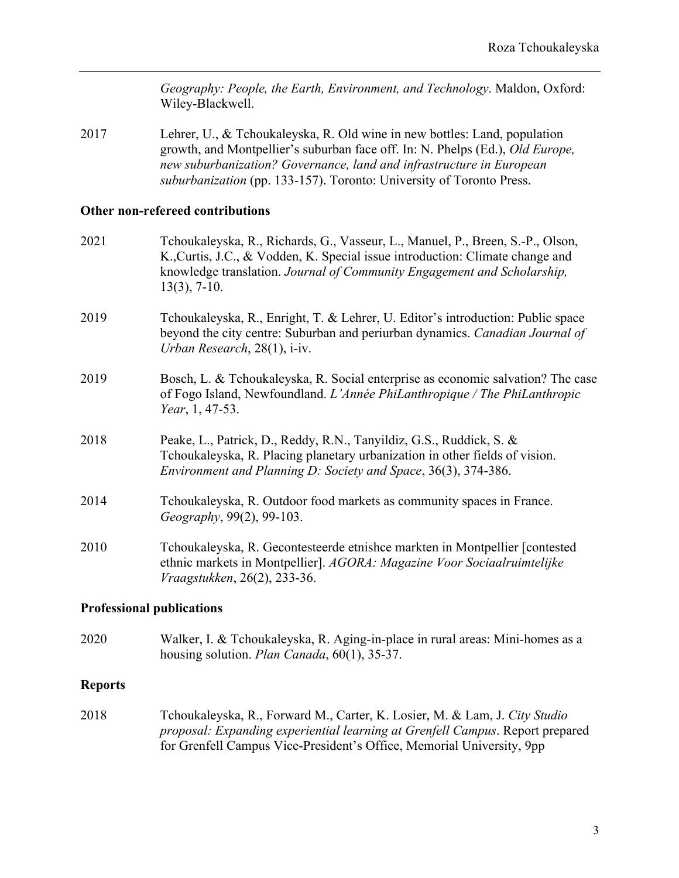*Geography: People, the Earth, Environment, and Technology*. Maldon, Oxford: Wiley-Blackwell.

2017 Lehrer, U., & Tchoukaleyska, R. Old wine in new bottles: Land, population growth, and Montpellier's suburban face off. In: N. Phelps (Ed.), *Old Europe, new suburbanization? Governance, land and infrastructure in European suburbanization* (pp. 133-157). Toronto: University of Toronto Press.

**Other non-refereed contributions**

2021 Tchoukaleyska, R., Richards, G., Vasseur, L., Manuel, P., Breen, S.-P., Olson, K.,Curtis, J.C., & Vodden, K. Special issue introduction: Climate change and knowledge translation. *Journal of Community Engagement and Scholarship,* 13(3), 7-10.

2019 Tchoukaleyska, R., Enright, T. & Lehrer, U. Editor's introduction: Public space beyond the city centre: Suburban and periurban dynamics. *Canadian Journal of Urban Research*, 28(1), i-iv.

2019 Bosch, L. & Tchoukaleyska, R. Social enterprise as economic salvation? The case of Fogo Island, Newfoundland. *L'Année PhiLanthropique / The PhiLanthropic Year*, 1, 47-53.

2018 Peake, L., Patrick, D., Reddy, R.N., Tanyildiz, G.S., Ruddick, S. & Tchoukaleyska, R. Placing planetary urbanization in other fields of vision. *Environment and Planning D: Society and Space*, 36(3), 374-386.

2014 Tchoukaleyska, R. Outdoor food markets as community spaces in France. *Geography*, 99(2), 99-103.

2010 Tchoukaleyska, R. Gecontesteerde etnishce markten in Montpellier [contested ethnic markets in Montpellier]. *AGORA: Magazine Voor Sociaalruimtelijke Vraagstukken*, 26(2), 233-36.

**Professional publications**

2020 Walker, I. & Tchoukaleyska, R. Aging-in-place in rural areas: Mini-homes as a housing solution. *Plan Canada*, 60(1), 35-37.

**Reports**

2018 Tchoukaleyska, R., Forward M., Carter, K. Losier, M. & Lam, J. *City Studio proposal: Expanding experiential learning at Grenfell Campus*. Report prepared for Grenfell Campus Vice-President's Office, Memorial University, 9pp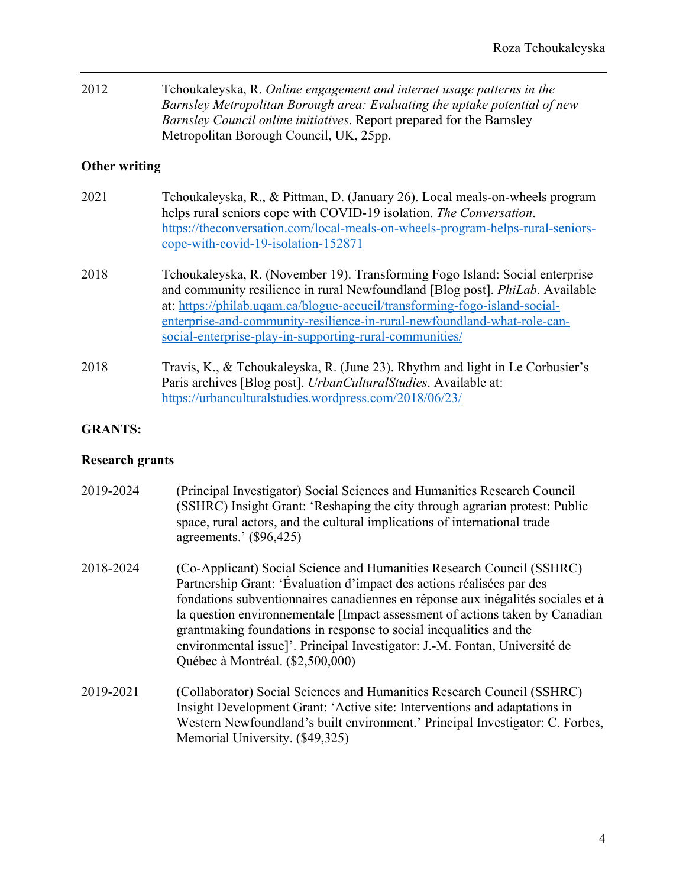2012 Tchoukaleyska, R. *Online engagement and internet usage patterns in the Barnsley Metropolitan Borough area: Evaluating the uptake potential of new Barnsley Council online initiatives*. Report prepared for the Barnsley Metropolitan Borough Council, UK, 25pp.

**Other writing**

2021 Tchoukaleyska, R., & Pittman, D. (January 26). Local meals-on-wheels program helps rural seniors cope with COVID-19 isolation. *The Conversation*. https://theconversation.com/local-meals-on-wheels-program-helps-rural-seniors-cope-with-covid-19-isolation-152871

2018 Tchoukaleyska, R. (November 19). Transforming Fogo Island: Social enterprise and community resilience in rural Newfoundland [Blog post]. *PhiLab*. Available at: https://philab.uqam.ca/blogue-accueil/transforming-fogo-island-social-enterprise-and-community-resilience-in-rural-newfoundland-what-role-can-social-enterprise-play-in-supporting-rural-communities/

2018 Travis, K., & Tchoukaleyska, R. (June 23). Rhythm and light in Le Corbusier's Paris archives [Blog post]. *UrbanCulturalStudies*. Available at: https://urbanculturalstudies.wordpress.com/2018/06/23/

## GRANTS:

**Research grants**

2019-2024 (Principal Investigator) Social Sciences and Humanities Research Council (SSHRC) Insight Grant: 'Reshaping the city through agrarian protest: Public space, rural actors, and the cultural implications of international trade agreements.' ($96,425)

2018-2024 (Co-Applicant) Social Science and Humanities Research Council (SSHRC) Partnership Grant: 'Évaluation d'impact des actions réalisées par des fondations subventionnaires canadiennes en réponse aux inégalités sociales et à la question environnementale [Impact assessment of actions taken by Canadian grantmaking foundations in response to social inequalities and the environmental issue]'. Principal Investigator: J.-M. Fontan, Université de Québec à Montréal. ($2,500,000)

2019-2021 (Collaborator) Social Sciences and Humanities Research Council (SSHRC) Insight Development Grant: 'Active site: Interventions and adaptations in Western Newfoundland's built environment.' Principal Investigator: C. Forbes, Memorial University. ($49,325)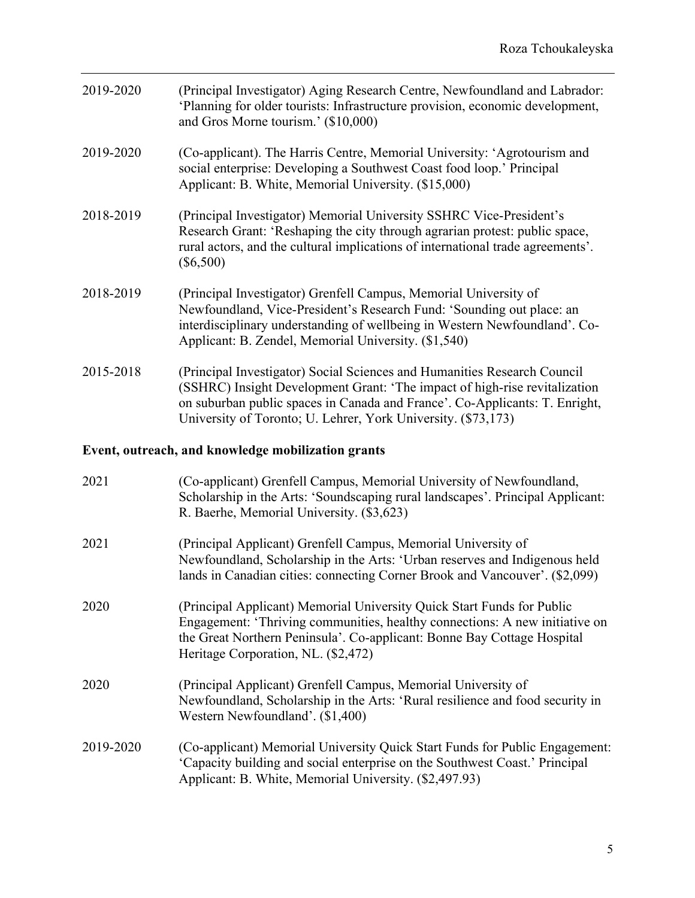2019-2020 (Principal Investigator) Aging Research Centre, Newfoundland and Labrador: 'Planning for older tourists: Infrastructure provision, economic development, and Gros Morne tourism.' ($10,000)

2019-2020 (Co-applicant). The Harris Centre, Memorial University: 'Agrotourism and social enterprise: Developing a Southwest Coast food loop.' Principal Applicant: B. White, Memorial University. ($15,000)

2018-2019 (Principal Investigator) Memorial University SSHRC Vice-President's Research Grant: 'Reshaping the city through agrarian protest: public space, rural actors, and the cultural implications of international trade agreements'. ($6,500)

2018-2019 (Principal Investigator) Grenfell Campus, Memorial University of Newfoundland, Vice-President's Research Fund: 'Sounding out place: an interdisciplinary understanding of wellbeing in Western Newfoundland'. Co-Applicant: B. Zendel, Memorial University. ($1,540)

2015-2018 (Principal Investigator) Social Sciences and Humanities Research Council (SSHRC) Insight Development Grant: 'The impact of high-rise revitalization on suburban public spaces in Canada and France'. Co-Applicants: T. Enright, University of Toronto; U. Lehrer, York University. ($73,173)

**Event, outreach, and knowledge mobilization grants**

2021 (Co-applicant) Grenfell Campus, Memorial University of Newfoundland, Scholarship in the Arts: 'Soundscaping rural landscapes'. Principal Applicant: R. Baerhe, Memorial University. ($3,623)

2021 (Principal Applicant) Grenfell Campus, Memorial University of Newfoundland, Scholarship in the Arts: 'Urban reserves and Indigenous held lands in Canadian cities: connecting Corner Brook and Vancouver'. ($2,099)

2020 (Principal Applicant) Memorial University Quick Start Funds for Public Engagement: 'Thriving communities, healthy connections: A new initiative on the Great Northern Peninsula'. Co-applicant: Bonne Bay Cottage Hospital Heritage Corporation, NL. ($2,472)

2020 (Principal Applicant) Grenfell Campus, Memorial University of Newfoundland, Scholarship in the Arts: 'Rural resilience and food security in Western Newfoundland'. ($1,400)

2019-2020 (Co-applicant) Memorial University Quick Start Funds for Public Engagement: 'Capacity building and social enterprise on the Southwest Coast.' Principal Applicant: B. White, Memorial University. ($2,497.93)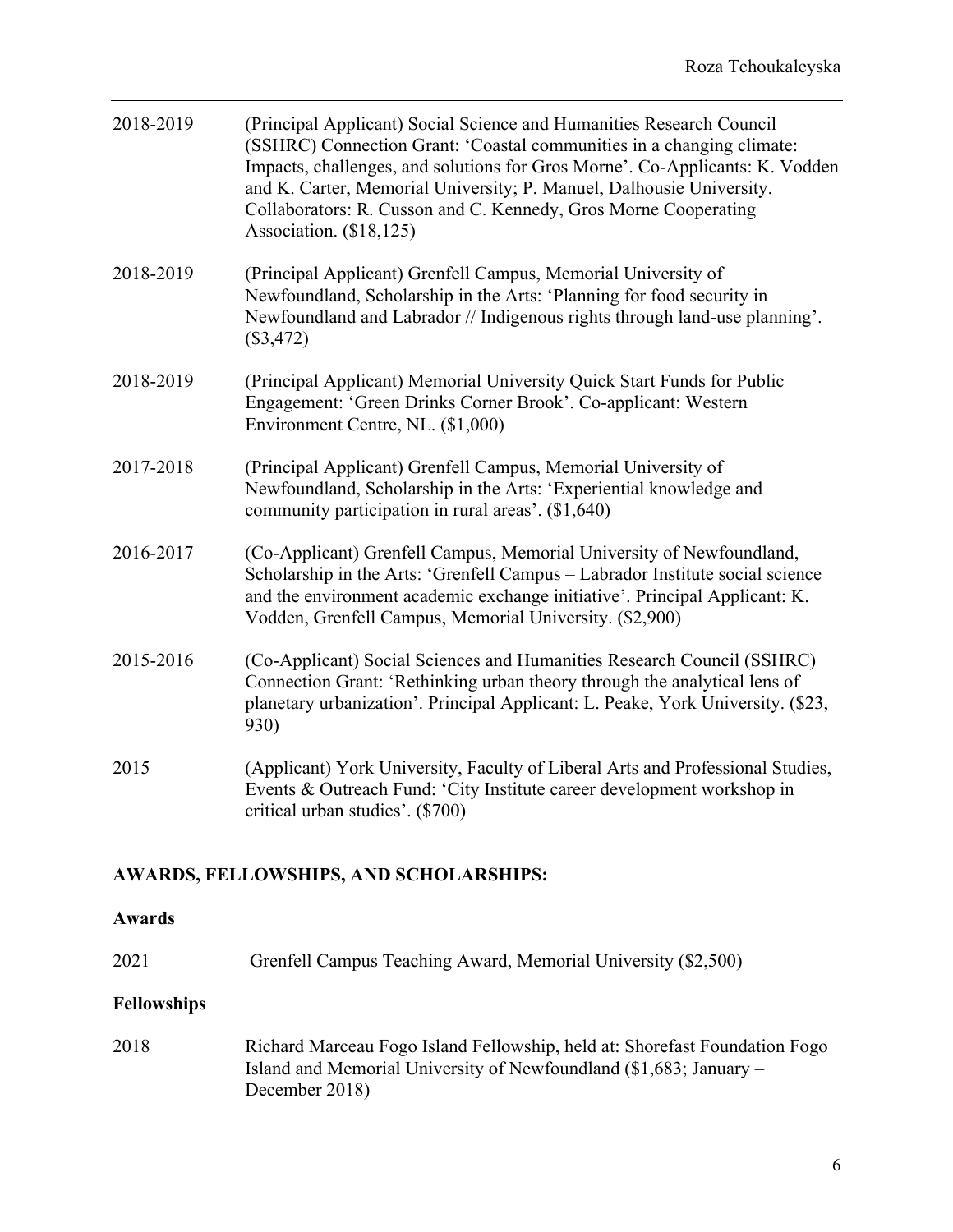2018-2019 (Principal Applicant) Social Science and Humanities Research Council (SSHRC) Connection Grant: 'Coastal communities in a changing climate: Impacts, challenges, and solutions for Gros Morne'. Co-Applicants: K. Vodden and K. Carter, Memorial University; P. Manuel, Dalhousie University. Collaborators: R. Cusson and C. Kennedy, Gros Morne Cooperating Association. ($18,125)

2018-2019 (Principal Applicant) Grenfell Campus, Memorial University of Newfoundland, Scholarship in the Arts: 'Planning for food security in Newfoundland and Labrador // Indigenous rights through land-use planning'. ($3,472)

2018-2019 (Principal Applicant) Memorial University Quick Start Funds for Public Engagement: 'Green Drinks Corner Brook'. Co-applicant: Western Environment Centre, NL. ($1,000)

2017-2018 (Principal Applicant) Grenfell Campus, Memorial University of Newfoundland, Scholarship in the Arts: 'Experiential knowledge and community participation in rural areas'. ($1,640)

2016-2017 (Co-Applicant) Grenfell Campus, Memorial University of Newfoundland, Scholarship in the Arts: 'Grenfell Campus – Labrador Institute social science and the environment academic exchange initiative'. Principal Applicant: K. Vodden, Grenfell Campus, Memorial University. ($2,900)

2015-2016 (Co-Applicant) Social Sciences and Humanities Research Council (SSHRC) Connection Grant: 'Rethinking urban theory through the analytical lens of planetary urbanization'. Principal Applicant: L. Peake, York University. ($23, 930)

2015 (Applicant) York University, Faculty of Liberal Arts and Professional Studies, Events & Outreach Fund: 'City Institute career development workshop in critical urban studies'. ($700)

## AWARDS, FELLOWSHIPS, AND SCHOLARSHIPS:

### Awards

2021 Grenfell Campus Teaching Award, Memorial University ($2,500)

### Fellowships

2018 Richard Marceau Fogo Island Fellowship, held at: Shorefast Foundation Fogo Island and Memorial University of Newfoundland ($1,683; January – December 2018)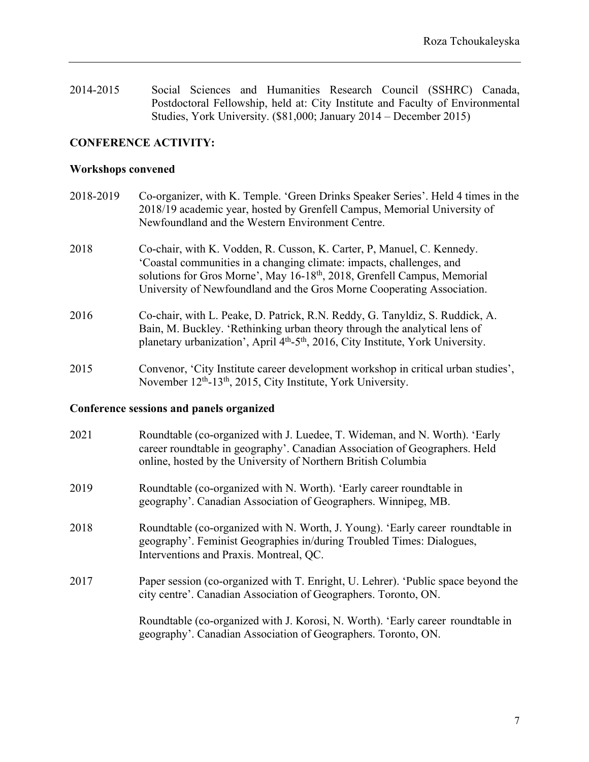2014-2015 Social Sciences and Humanities Research Council (SSHRC) Canada, Postdoctoral Fellowship, held at: City Institute and Faculty of Environmental Studies, York University. ($81,000; January 2014 – December 2015)

## CONFERENCE ACTIVITY:

### Workshops convened

2018-2019 Co-organizer, with K. Temple. 'Green Drinks Speaker Series'. Held 4 times in the 2018/19 academic year, hosted by Grenfell Campus, Memorial University of Newfoundland and the Western Environment Centre.

2018 Co-chair, with K. Vodden, R. Cusson, K. Carter, P, Manuel, C. Kennedy. 'Coastal communities in a changing climate: impacts, challenges, and solutions for Gros Morne', May 16-18th, 2018, Grenfell Campus, Memorial University of Newfoundland and the Gros Morne Cooperating Association.

2016 Co-chair, with L. Peake, D. Patrick, R.N. Reddy, G. Tanyldiz, S. Ruddick, A. Bain, M. Buckley. 'Rethinking urban theory through the analytical lens of planetary urbanization', April 4th-5th, 2016, City Institute, York University.

2015 Convenor, 'City Institute career development workshop in critical urban studies', November 12th-13th, 2015, City Institute, York University.

### Conference sessions and panels organized

2021 Roundtable (co-organized with J. Luedee, T. Wideman, and N. Worth). 'Early career roundtable in geography'. Canadian Association of Geographers. Held online, hosted by the University of Northern British Columbia

2019 Roundtable (co-organized with N. Worth). 'Early career roundtable in geography'. Canadian Association of Geographers. Winnipeg, MB.

2018 Roundtable (co-organized with N. Worth, J. Young). 'Early career roundtable in geography'. Feminist Geographies in/during Troubled Times: Dialogues, Interventions and Praxis. Montreal, QC.

2017 Paper session (co-organized with T. Enright, U. Lehrer). 'Public space beyond the city centre'. Canadian Association of Geographers. Toronto, ON.

Roundtable (co-organized with J. Korosi, N. Worth). 'Early career roundtable in geography'. Canadian Association of Geographers. Toronto, ON.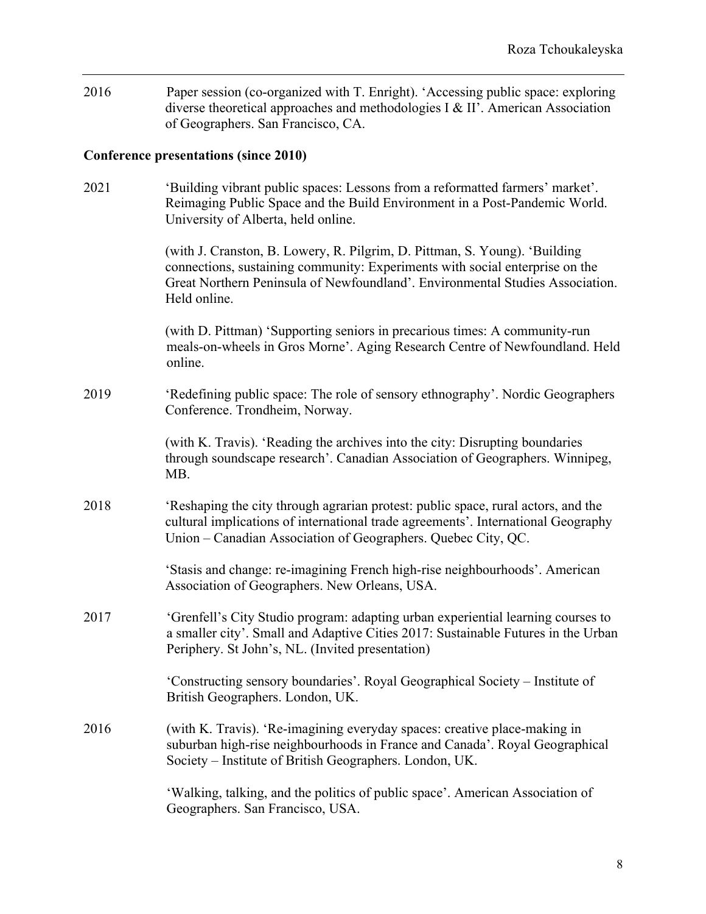2016 Paper session (co-organized with T. Enright). 'Accessing public space: exploring diverse theoretical approaches and methodologies I & II'. American Association of Geographers. San Francisco, CA.

**Conference presentations (since 2010)**

2021 'Building vibrant public spaces: Lessons from a reformatted farmers' market'. Reimaging Public Space and the Build Environment in a Post-Pandemic World. University of Alberta, held online.

(with J. Cranston, B. Lowery, R. Pilgrim, D. Pittman, S. Young). 'Building connections, sustaining community: Experiments with social enterprise on the Great Northern Peninsula of Newfoundland'. Environmental Studies Association. Held online.

(with D. Pittman) 'Supporting seniors in precarious times: A community-run meals-on-wheels in Gros Morne'. Aging Research Centre of Newfoundland. Held online.

2019 'Redefining public space: The role of sensory ethnography'. Nordic Geographers Conference. Trondheim, Norway.

(with K. Travis). 'Reading the archives into the city: Disrupting boundaries through soundscape research'. Canadian Association of Geographers. Winnipeg, MB.

2018 'Reshaping the city through agrarian protest: public space, rural actors, and the cultural implications of international trade agreements'. International Geography Union – Canadian Association of Geographers. Quebec City, QC.

'Stasis and change: re-imagining French high-rise neighbourhoods'. American Association of Geographers. New Orleans, USA.

2017 'Grenfell's City Studio program: adapting urban experiential learning courses to a smaller city'. Small and Adaptive Cities 2017: Sustainable Futures in the Urban Periphery. St John's, NL. (Invited presentation)

'Constructing sensory boundaries'. Royal Geographical Society – Institute of British Geographers. London, UK.

2016 (with K. Travis). 'Re-imagining everyday spaces: creative place-making in suburban high-rise neighbourhoods in France and Canada'. Royal Geographical Society – Institute of British Geographers. London, UK.

'Walking, talking, and the politics of public space'. American Association of Geographers. San Francisco, USA.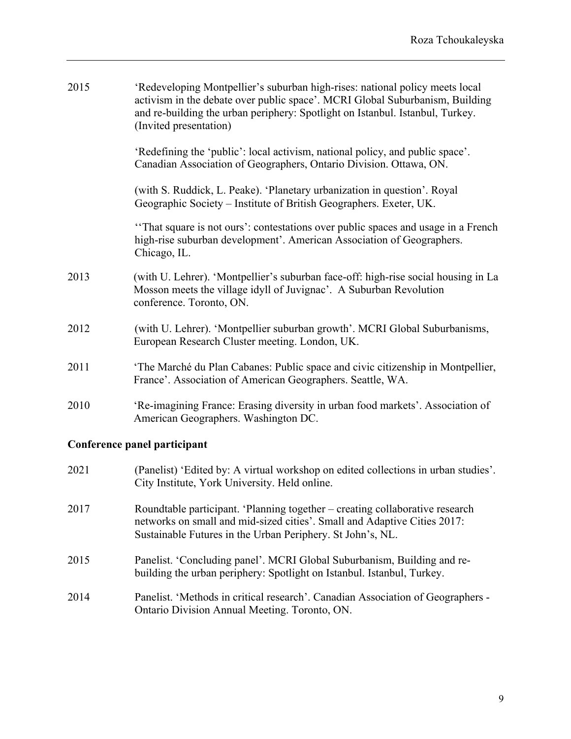2015 ‘Redeveloping Montpellier’s suburban high-rises: national policy meets local activism in the debate over public space’. MCRI Global Suburbanism, Building and re-building the urban periphery: Spotlight on Istanbul. Istanbul, Turkey. (Invited presentation)

‘Redefining the ‘public’: local activism, national policy, and public space’. Canadian Association of Geographers, Ontario Division. Ottawa, ON.

(with S. Ruddick, L. Peake). ‘Planetary urbanization in question’. Royal Geographic Society – Institute of British Geographers. Exeter, UK.

‘‘That square is not ours’: contestations over public spaces and usage in a French high-rise suburban development’. American Association of Geographers. Chicago, IL.

2013 (with U. Lehrer). ‘Montpellier’s suburban face-off: high-rise social housing in La Mosson meets the village idyll of Juvignac’. A Suburban Revolution conference. Toronto, ON.

2012 (with U. Lehrer). ‘Montpellier suburban growth’. MCRI Global Suburbanisms, European Research Cluster meeting. London, UK.

2011 ‘The Marché du Plan Cabanes: Public space and civic citizenship in Montpellier, France’. Association of American Geographers. Seattle, WA.

2010 ‘Re-imagining France: Erasing diversity in urban food markets’. Association of American Geographers. Washington DC.

**Conference panel participant**

2021 (Panelist) ‘Edited by: A virtual workshop on edited collections in urban studies’. City Institute, York University. Held online.

2017 Roundtable participant. ‘Planning together – creating collaborative research networks on small and mid-sized cities’. Small and Adaptive Cities 2017: Sustainable Futures in the Urban Periphery. St John’s, NL.

2015 Panelist. ‘Concluding panel’. MCRI Global Suburbanism, Building and re-building the urban periphery: Spotlight on Istanbul. Istanbul, Turkey.

2014 Panelist. ‘Methods in critical research’. Canadian Association of Geographers - Ontario Division Annual Meeting. Toronto, ON.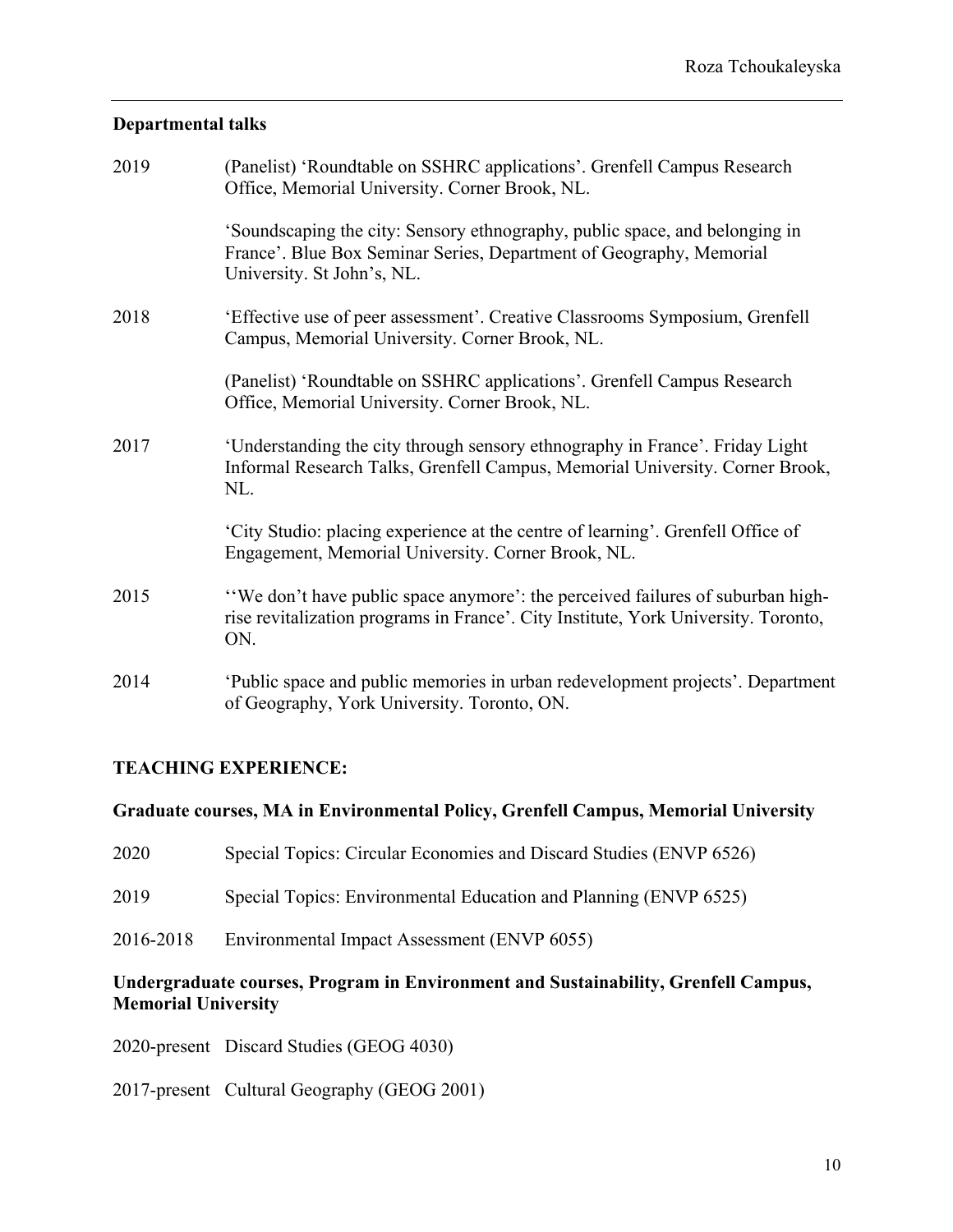**Departmental talks**

2019 (Panelist) 'Roundtable on SSHRC applications'. Grenfell Campus Research Office, Memorial University. Corner Brook, NL.

'Soundscaping the city: Sensory ethnography, public space, and belonging in France'. Blue Box Seminar Series, Department of Geography, Memorial University. St John's, NL.

2018 'Effective use of peer assessment'. Creative Classrooms Symposium, Grenfell Campus, Memorial University. Corner Brook, NL.

(Panelist) 'Roundtable on SSHRC applications'. Grenfell Campus Research Office, Memorial University. Corner Brook, NL.

2017 'Understanding the city through sensory ethnography in France'. Friday Light Informal Research Talks, Grenfell Campus, Memorial University. Corner Brook, NL.

'City Studio: placing experience at the centre of learning'. Grenfell Office of Engagement, Memorial University. Corner Brook, NL.

2015 ''We don't have public space anymore': the perceived failures of suburban high-rise revitalization programs in France'. City Institute, York University. Toronto, ON.

2014 'Public space and public memories in urban redevelopment projects'. Department of Geography, York University. Toronto, ON.

## TEACHING EXPERIENCE:

**Graduate courses, MA in Environmental Policy, Grenfell Campus, Memorial University**

2020 Special Topics: Circular Economies and Discard Studies (ENVP 6526)

2019 Special Topics: Environmental Education and Planning (ENVP 6525)

2016-2018 Environmental Impact Assessment (ENVP 6055)

**Undergraduate courses, Program in Environment and Sustainability, Grenfell Campus, Memorial University**

2020-present Discard Studies (GEOG 4030)

2017-present Cultural Geography (GEOG 2001)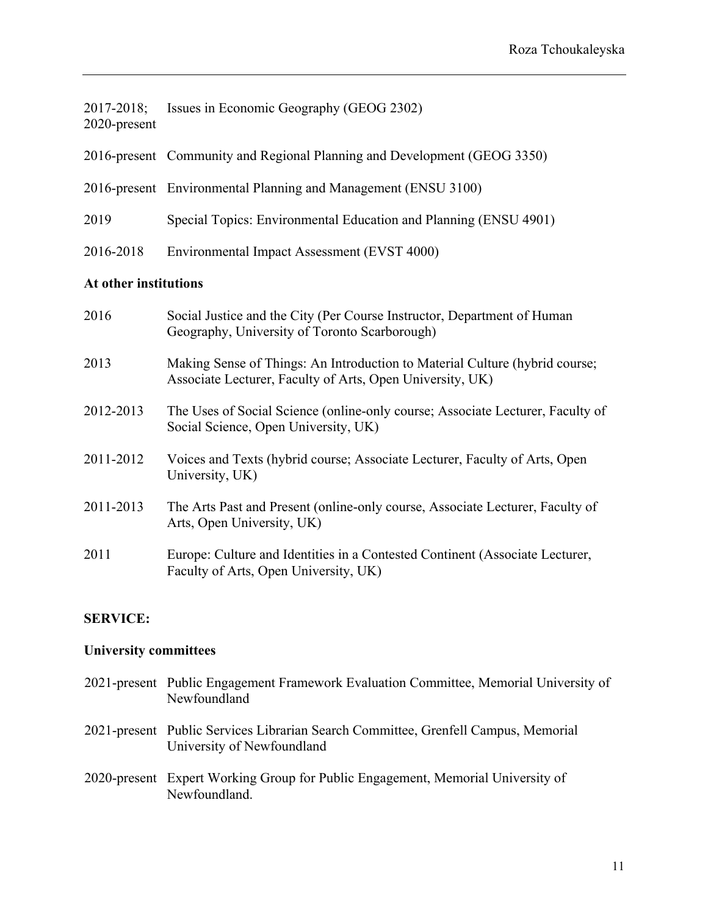2017-2018; 2020-present Issues in Economic Geography (GEOG 2302)

2016-present Community and Regional Planning and Development (GEOG 3350)

2016-present Environmental Planning and Management (ENSU 3100)

2019 Special Topics: Environmental Education and Planning (ENSU 4901)

2016-2018 Environmental Impact Assessment (EVST 4000)

**At other institutions**

2016 Social Justice and the City (Per Course Instructor, Department of Human Geography, University of Toronto Scarborough)

2013 Making Sense of Things: An Introduction to Material Culture (hybrid course; Associate Lecturer, Faculty of Arts, Open University, UK)

2012-2013 The Uses of Social Science (online-only course; Associate Lecturer, Faculty of Social Science, Open University, UK)

2011-2012 Voices and Texts (hybrid course; Associate Lecturer, Faculty of Arts, Open University, UK)

2011-2013 The Arts Past and Present (online-only course, Associate Lecturer, Faculty of Arts, Open University, UK)

2011 Europe: Culture and Identities in a Contested Continent (Associate Lecturer, Faculty of Arts, Open University, UK)

**SERVICE:**

**University committees**

2021-present Public Engagement Framework Evaluation Committee, Memorial University of Newfoundland

2021-present Public Services Librarian Search Committee, Grenfell Campus, Memorial University of Newfoundland

2020-present Expert Working Group for Public Engagement, Memorial University of Newfoundland.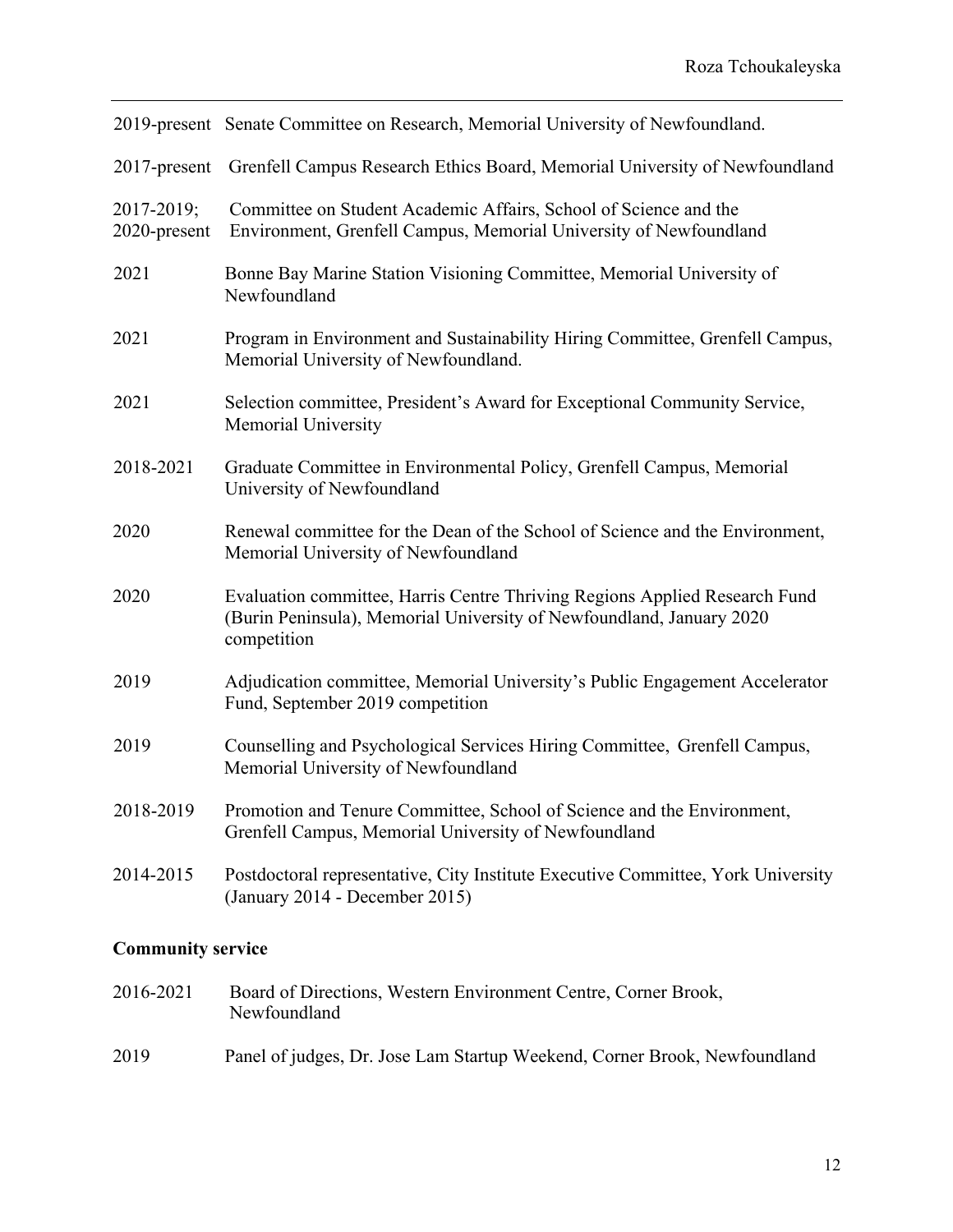2019-present Senate Committee on Research, Memorial University of Newfoundland.

2017-present Grenfell Campus Research Ethics Board, Memorial University of Newfoundland

2017-2019; 2020-present Committee on Student Academic Affairs, School of Science and the Environment, Grenfell Campus, Memorial University of Newfoundland

2021 Bonne Bay Marine Station Visioning Committee, Memorial University of Newfoundland

2021 Program in Environment and Sustainability Hiring Committee, Grenfell Campus, Memorial University of Newfoundland.

2021 Selection committee, President's Award for Exceptional Community Service, Memorial University

2018-2021 Graduate Committee in Environmental Policy, Grenfell Campus, Memorial University of Newfoundland

2020 Renewal committee for the Dean of the School of Science and the Environment, Memorial University of Newfoundland

2020 Evaluation committee, Harris Centre Thriving Regions Applied Research Fund (Burin Peninsula), Memorial University of Newfoundland, January 2020 competition

2019 Adjudication committee, Memorial University's Public Engagement Accelerator Fund, September 2019 competition

2019 Counselling and Psychological Services Hiring Committee, Grenfell Campus, Memorial University of Newfoundland

2018-2019 Promotion and Tenure Committee, School of Science and the Environment, Grenfell Campus, Memorial University of Newfoundland

2014-2015 Postdoctoral representative, City Institute Executive Committee, York University (January 2014 - December 2015)

## Community service

2016-2021 Board of Directions, Western Environment Centre, Corner Brook, Newfoundland

2019 Panel of judges, Dr. Jose Lam Startup Weekend, Corner Brook, Newfoundland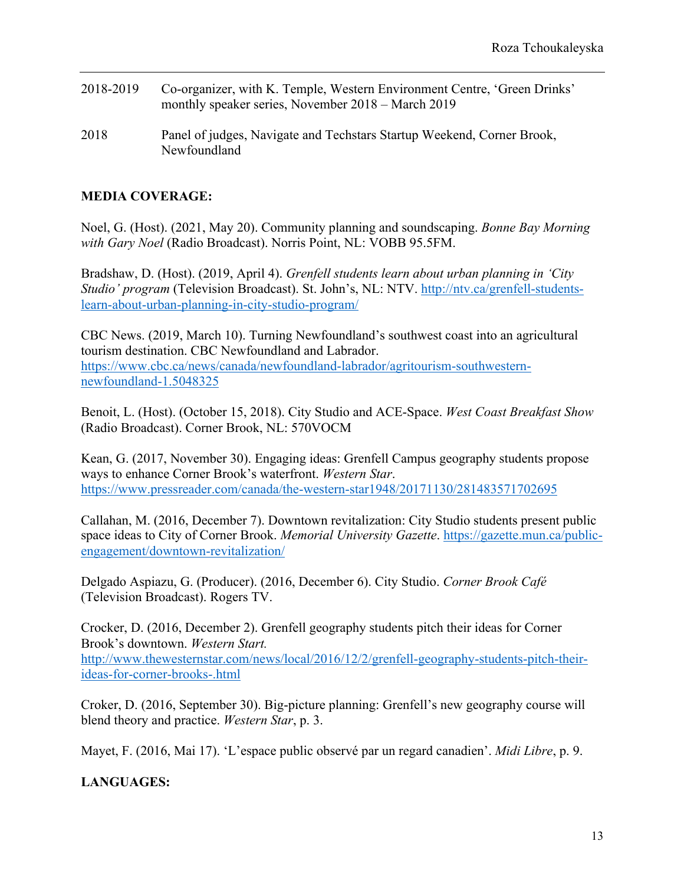2018-2019 Co-organizer, with K. Temple, Western Environment Centre, 'Green Drinks' monthly speaker series, November 2018 – March 2019

2018 Panel of judges, Navigate and Techstars Startup Weekend, Corner Brook, Newfoundland

**MEDIA COVERAGE:**

Noel, G. (Host). (2021, May 20). Community planning and soundscaping. *Bonne Bay Morning with Gary Noel* (Radio Broadcast). Norris Point, NL: VOBB 95.5FM.

Bradshaw, D. (Host). (2019, April 4). *Grenfell students learn about urban planning in 'City Studio' program* (Television Broadcast). St. John's, NL: NTV. http://ntv.ca/grenfell-students-learn-about-urban-planning-in-city-studio-program/

CBC News. (2019, March 10). Turning Newfoundland's southwest coast into an agricultural tourism destination. CBC Newfoundland and Labrador. https://www.cbc.ca/news/canada/newfoundland-labrador/agritourism-southwestern-newfoundland-1.5048325

Benoit, L. (Host). (October 15, 2018). City Studio and ACE-Space. *West Coast Breakfast Show* (Radio Broadcast). Corner Brook, NL: 570VOCM

Kean, G. (2017, November 30). Engaging ideas: Grenfell Campus geography students propose ways to enhance Corner Brook's waterfront. *Western Star*. https://www.pressreader.com/canada/the-western-star1948/20171130/281483571702695

Callahan, M. (2016, December 7). Downtown revitalization: City Studio students present public space ideas to City of Corner Brook. *Memorial University Gazette*. https://gazette.mun.ca/public-engagement/downtown-revitalization/

Delgado Aspiazu, G. (Producer). (2016, December 6). City Studio. *Corner Brook Café* (Television Broadcast). Rogers TV.

Crocker, D. (2016, December 2). Grenfell geography students pitch their ideas for Corner Brook's downtown. *Western Start.* http://www.thewesternstar.com/news/local/2016/12/2/grenfell-geography-students-pitch-their-ideas-for-corner-brooks-.html

Croker, D. (2016, September 30). Big-picture planning: Grenfell's new geography course will blend theory and practice. *Western Star*, p. 3.

Mayet, F. (2016, Mai 17). 'L'espace public observé par un regard canadien'. *Midi Libre*, p. 9.

**LANGUAGES:**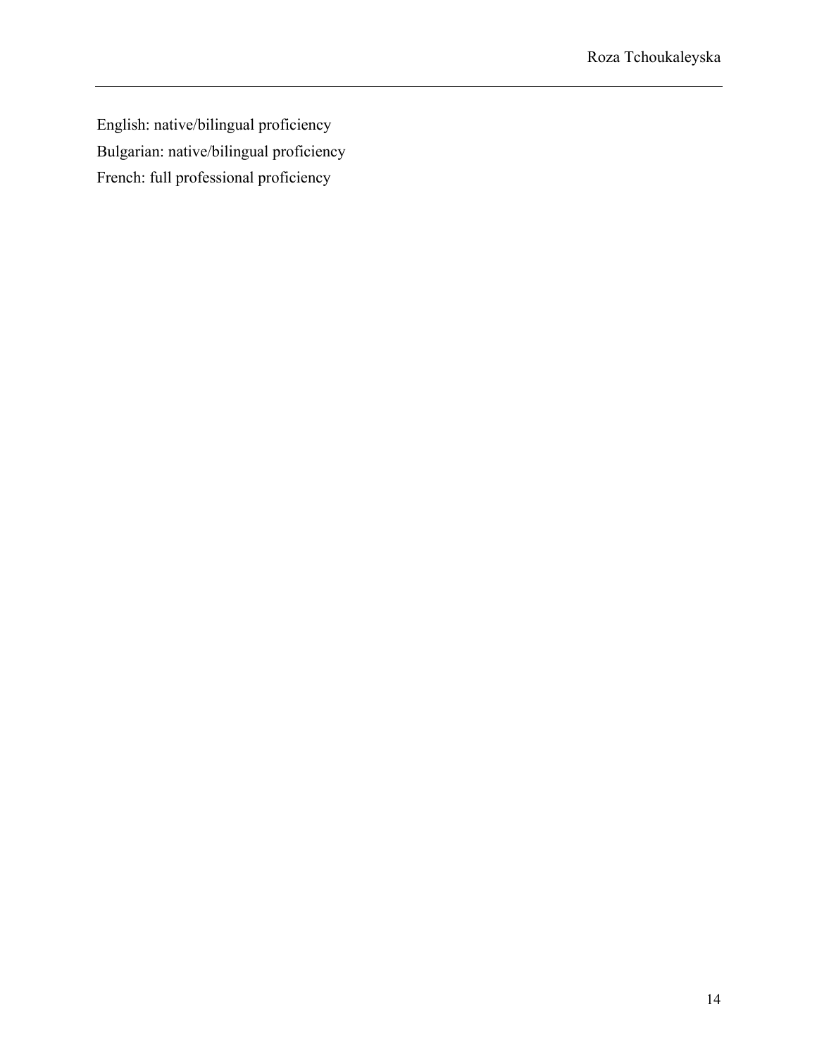English: native/bilingual proficiency
Bulgarian: native/bilingual proficiency
French: full professional proficiency